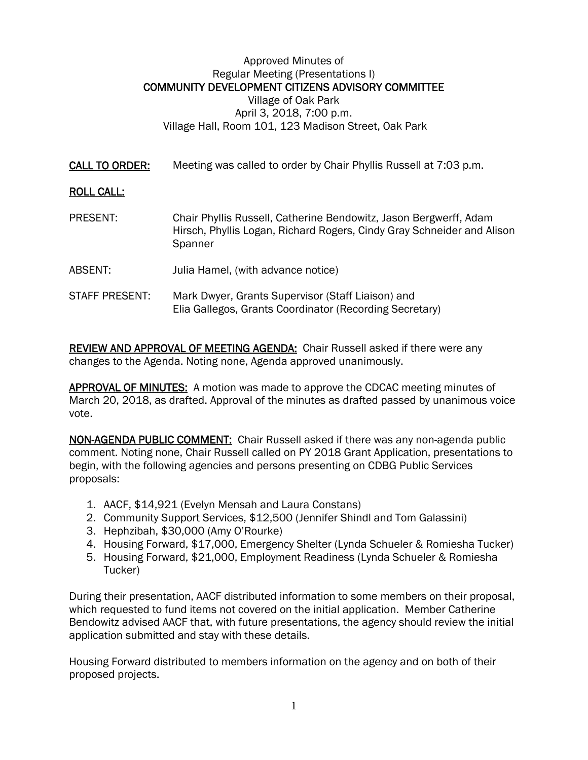Approved Minutes of
Regular Meeting (Presentations I)
**COMMUNITY DEVELOPMENT CITIZENS ADVISORY COMMITTEE**
Village of Oak Park
April 3, 2018, 7:00 p.m.
Village Hall, Room 101, 123 Madison Street, Oak Park

**CALL TO ORDER:** Meeting was called to order by Chair Phyllis Russell at 7:03 p.m.

**ROLL CALL:**

PRESENT: Chair Phyllis Russell, Catherine Bendowitz, Jason Bergwerff, Adam Hirsch, Phyllis Logan, Richard Rogers, Cindy Gray Schneider and Alison Spanner

ABSENT: Julia Hamel, (with advance notice)

STAFF PRESENT: Mark Dwyer, Grants Supervisor (Staff Liaison) and Elia Gallegos, Grants Coordinator (Recording Secretary)

**REVIEW AND APPROVAL OF MEETING AGENDA:** Chair Russell asked if there were any changes to the Agenda. Noting none, Agenda approved unanimously.

**APPROVAL OF MINUTES:** A motion was made to approve the CDCAC meeting minutes of March 20, 2018, as drafted. Approval of the minutes as drafted passed by unanimous voice vote.

**NON-AGENDA PUBLIC COMMENT:** Chair Russell asked if there was any non-agenda public comment. Noting none, Chair Russell called on PY 2018 Grant Application, presentations to begin, with the following agencies and persons presenting on CDBG Public Services proposals:

1. AACF, $14,921 (Evelyn Mensah and Laura Constans)
2. Community Support Services, $12,500 (Jennifer Shindl and Tom Galassini)
3. Hephzibah, $30,000 (Amy O'Rourke)
4. Housing Forward, $17,000, Emergency Shelter (Lynda Schueler & Romiesha Tucker)
5. Housing Forward, $21,000, Employment Readiness (Lynda Schueler & Romiesha Tucker)

During their presentation, AACF distributed information to some members on their proposal, which requested to fund items not covered on the initial application. Member Catherine Bendowitz advised AACF that, with future presentations, the agency should review the initial application submitted and stay with these details.

Housing Forward distributed to members information on the agency and on both of their proposed projects.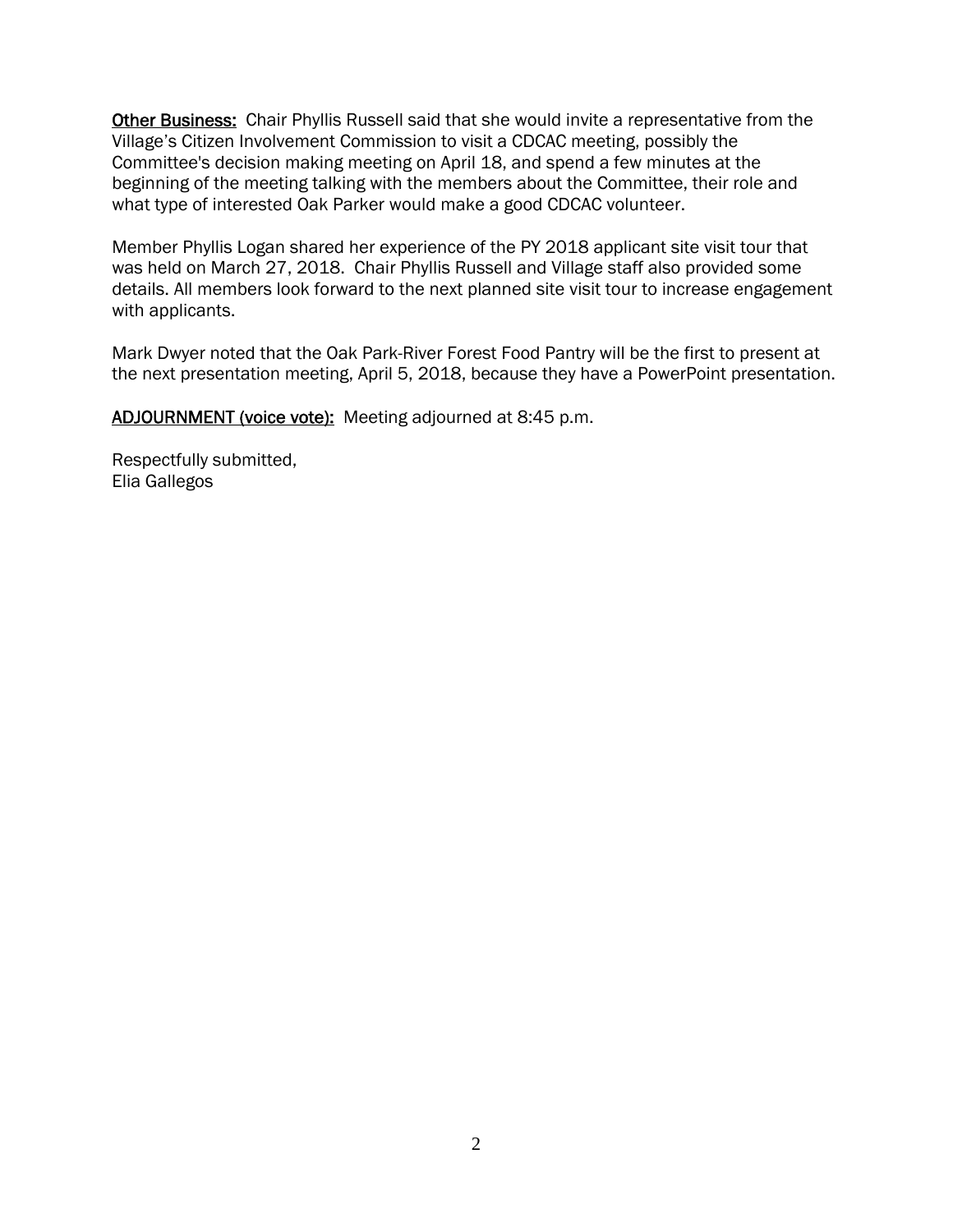**Other Business:** Chair Phyllis Russell said that she would invite a representative from the Village's Citizen Involvement Commission to visit a CDCAC meeting, possibly the Committee's decision making meeting on April 18, and spend a few minutes at the beginning of the meeting talking with the members about the Committee, their role and what type of interested Oak Parker would make a good CDCAC volunteer.

Member Phyllis Logan shared her experience of the PY 2018 applicant site visit tour that was held on March 27, 2018. Chair Phyllis Russell and Village staff also provided some details. All members look forward to the next planned site visit tour to increase engagement with applicants.

Mark Dwyer noted that the Oak Park-River Forest Food Pantry will be the first to present at the next presentation meeting, April 5, 2018, because they have a PowerPoint presentation.

**ADJOURNMENT (voice vote):** Meeting adjourned at 8:45 p.m.

Respectfully submitted,
Elia Gallegos